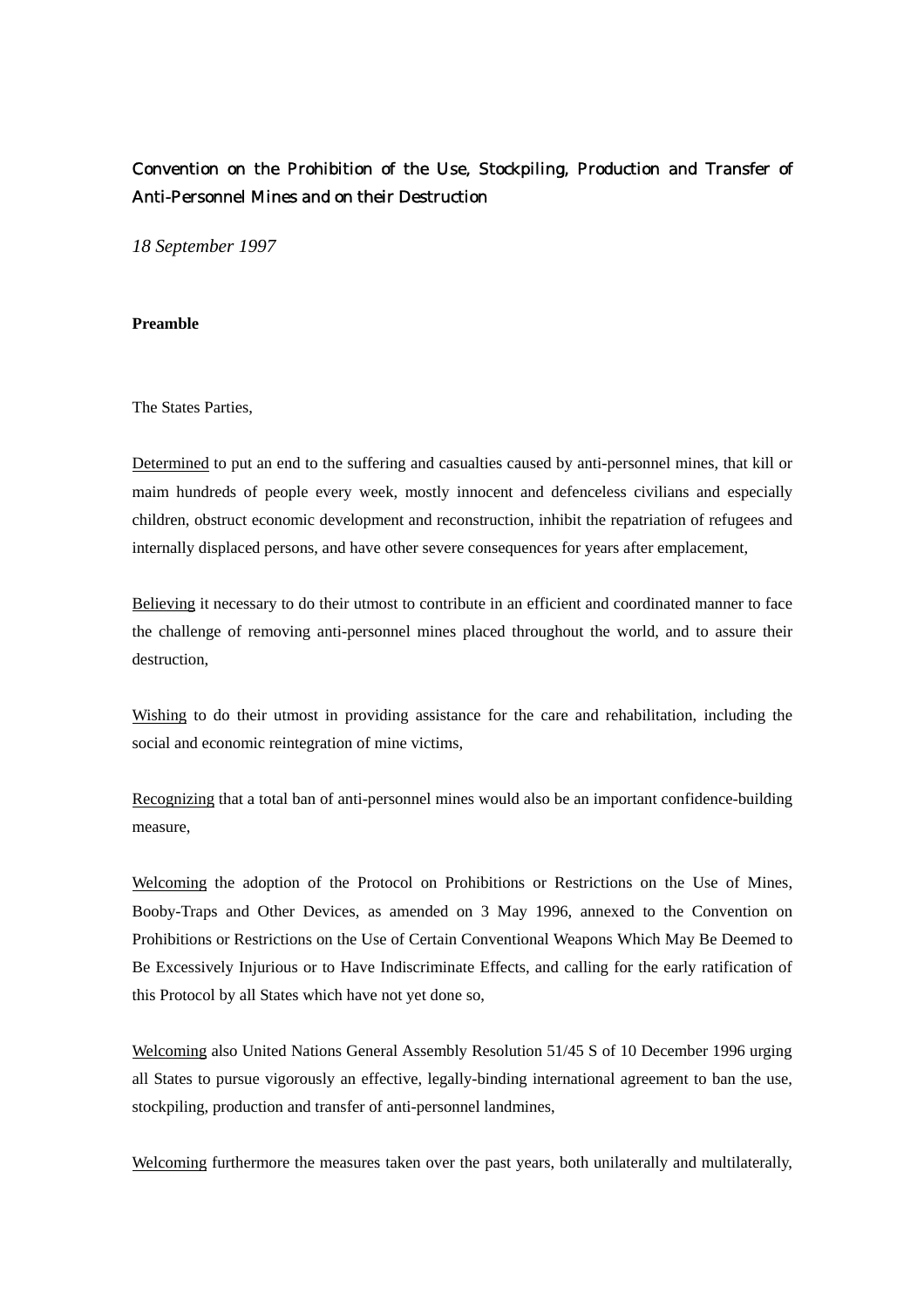# Convention on the Prohibition of the Use, Stockpiling, Production and Transfer of Anti-Personnel Mines and on their Destruction

*18 September 1997*

**Preamble**

The States Parties,

Determined to put an end to the suffering and casualties caused by anti-personnel mines, that kill or maim hundreds of people every week, mostly innocent and defenceless civilians and especially children, obstruct economic development and reconstruction, inhibit the repatriation of refugees and internally displaced persons, and have other severe consequences for years after emplacement,

Believing it necessary to do their utmost to contribute in an efficient and coordinated manner to face the challenge of removing anti-personnel mines placed throughout the world, and to assure their destruction,

Wishing to do their utmost in providing assistance for the care and rehabilitation, including the social and economic reintegration of mine victims,

Recognizing that a total ban of anti-personnel mines would also be an important confidence-building measure,

Welcoming the adoption of the Protocol on Prohibitions or Restrictions on the Use of Mines, Booby-Traps and Other Devices, as amended on 3 May 1996, annexed to the Convention on Prohibitions or Restrictions on the Use of Certain Conventional Weapons Which May Be Deemed to Be Excessively Injurious or to Have Indiscriminate Effects, and calling for the early ratification of this Protocol by all States which have not yet done so,

Welcoming also United Nations General Assembly Resolution 51/45 S of 10 December 1996 urging all States to pursue vigorously an effective, legally-binding international agreement to ban the use, stockpiling, production and transfer of anti-personnel landmines,

Welcoming furthermore the measures taken over the past years, both unilaterally and multilaterally,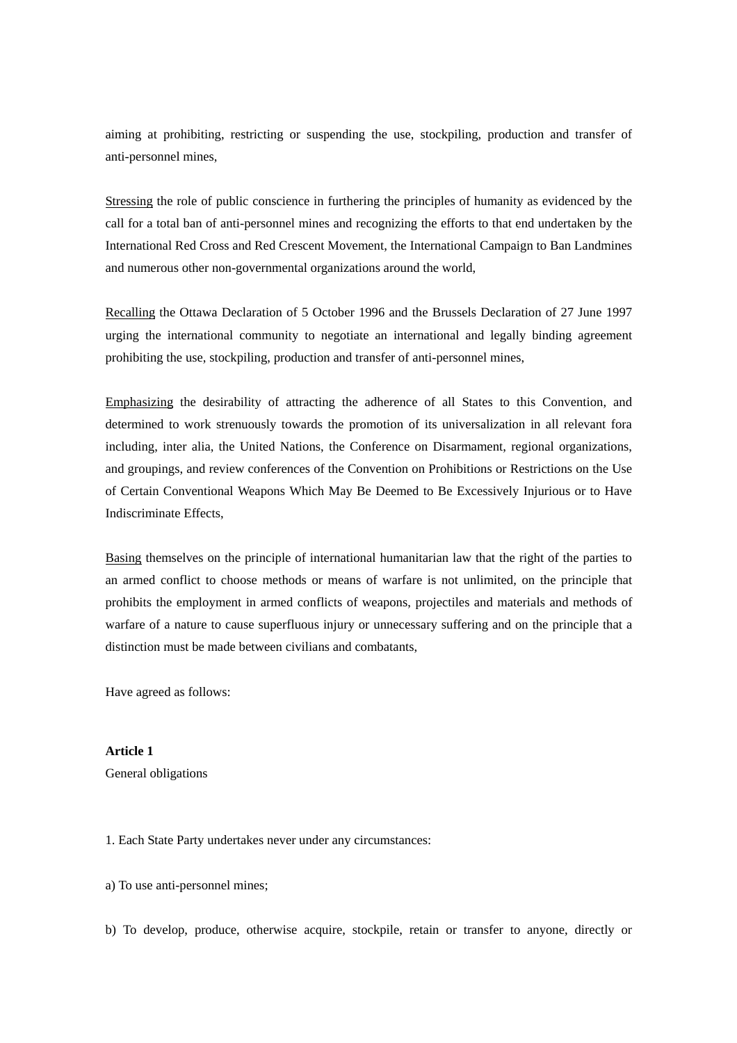aiming at prohibiting, restricting or suspending the use, stockpiling, production and transfer of anti-personnel mines,

Stressing the role of public conscience in furthering the principles of humanity as evidenced by the call for a total ban of anti-personnel mines and recognizing the efforts to that end undertaken by the International Red Cross and Red Crescent Movement, the International Campaign to Ban Landmines and numerous other non-governmental organizations around the world,

Recalling the Ottawa Declaration of 5 October 1996 and the Brussels Declaration of 27 June 1997 urging the international community to negotiate an international and legally binding agreement prohibiting the use, stockpiling, production and transfer of anti-personnel mines,

Emphasizing the desirability of attracting the adherence of all States to this Convention, and determined to work strenuously towards the promotion of its universalization in all relevant fora including, inter alia, the United Nations, the Conference on Disarmament, regional organizations, and groupings, and review conferences of the Convention on Prohibitions or Restrictions on the Use of Certain Conventional Weapons Which May Be Deemed to Be Excessively Injurious or to Have Indiscriminate Effects,

Basing themselves on the principle of international humanitarian law that the right of the parties to an armed conflict to choose methods or means of warfare is not unlimited, on the principle that prohibits the employment in armed conflicts of weapons, projectiles and materials and methods of warfare of a nature to cause superfluous injury or unnecessary suffering and on the principle that a distinction must be made between civilians and combatants,

Have agreed as follows:

**Article 1**

General obligations

1. Each State Party undertakes never under any circumstances:

a) To use anti-personnel mines;

b) To develop, produce, otherwise acquire, stockpile, retain or transfer to anyone, directly or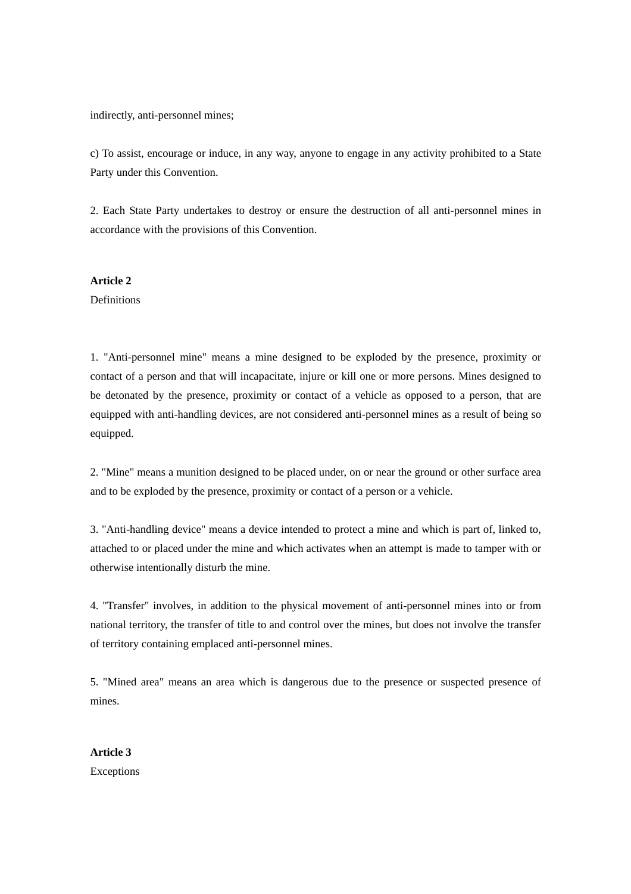indirectly, anti-personnel mines;

c) To assist, encourage or induce, in any way, anyone to engage in any activity prohibited to a State Party under this Convention.

2. Each State Party undertakes to destroy or ensure the destruction of all anti-personnel mines in accordance with the provisions of this Convention.

**Article 2**

Definitions

1. "Anti-personnel mine" means a mine designed to be exploded by the presence, proximity or contact of a person and that will incapacitate, injure or kill one or more persons. Mines designed to be detonated by the presence, proximity or contact of a vehicle as opposed to a person, that are equipped with anti-handling devices, are not considered anti-personnel mines as a result of being so equipped.

2. "Mine" means a munition designed to be placed under, on or near the ground or other surface area and to be exploded by the presence, proximity or contact of a person or a vehicle.

3. "Anti-handling device" means a device intended to protect a mine and which is part of, linked to, attached to or placed under the mine and which activates when an attempt is made to tamper with or otherwise intentionally disturb the mine.

4. "Transfer" involves, in addition to the physical movement of anti-personnel mines into or from national territory, the transfer of title to and control over the mines, but does not involve the transfer of territory containing emplaced anti-personnel mines.

5. "Mined area" means an area which is dangerous due to the presence or suspected presence of mines.

**Article 3**

Exceptions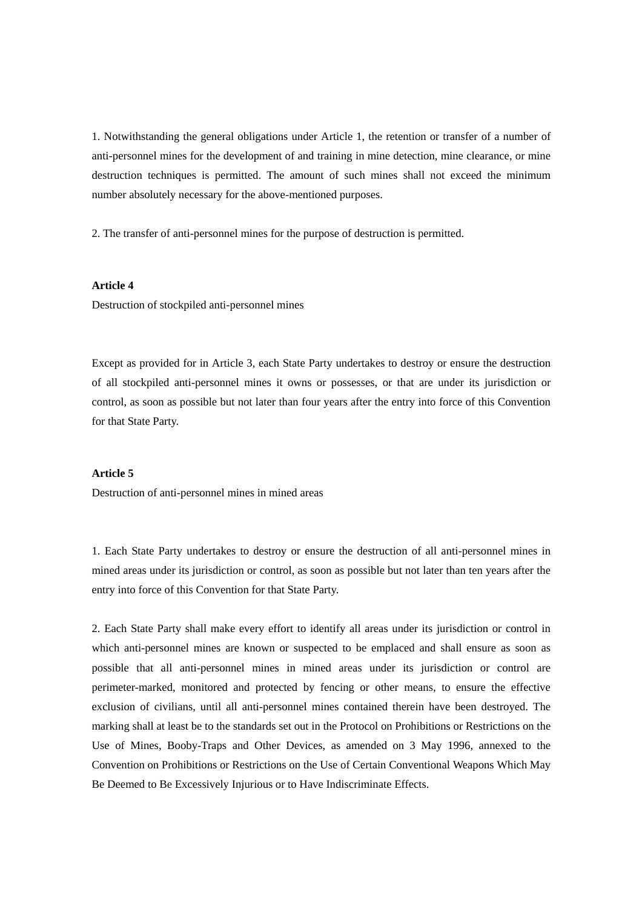1. Notwithstanding the general obligations under Article 1, the retention or transfer of a number of anti-personnel mines for the development of and training in mine detection, mine clearance, or mine destruction techniques is permitted. The amount of such mines shall not exceed the minimum number absolutely necessary for the above-mentioned purposes.

2. The transfer of anti-personnel mines for the purpose of destruction is permitted.

**Article 4**

Destruction of stockpiled anti-personnel mines

Except as provided for in Article 3, each State Party undertakes to destroy or ensure the destruction of all stockpiled anti-personnel mines it owns or possesses, or that are under its jurisdiction or control, as soon as possible but not later than four years after the entry into force of this Convention for that State Party.

**Article 5**

Destruction of anti-personnel mines in mined areas

1. Each State Party undertakes to destroy or ensure the destruction of all anti-personnel mines in mined areas under its jurisdiction or control, as soon as possible but not later than ten years after the entry into force of this Convention for that State Party.

2. Each State Party shall make every effort to identify all areas under its jurisdiction or control in which anti-personnel mines are known or suspected to be emplaced and shall ensure as soon as possible that all anti-personnel mines in mined areas under its jurisdiction or control are perimeter-marked, monitored and protected by fencing or other means, to ensure the effective exclusion of civilians, until all anti-personnel mines contained therein have been destroyed. The marking shall at least be to the standards set out in the Protocol on Prohibitions or Restrictions on the Use of Mines, Booby-Traps and Other Devices, as amended on 3 May 1996, annexed to the Convention on Prohibitions or Restrictions on the Use of Certain Conventional Weapons Which May Be Deemed to Be Excessively Injurious or to Have Indiscriminate Effects.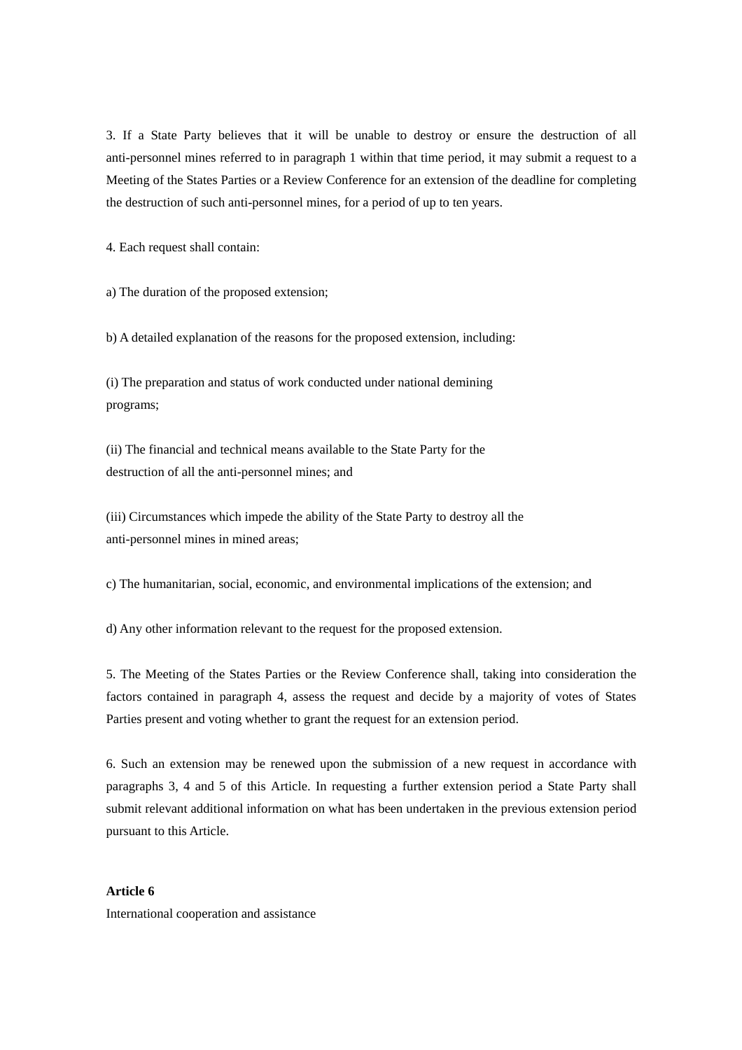3. If a State Party believes that it will be unable to destroy or ensure the destruction of all anti-personnel mines referred to in paragraph 1 within that time period, it may submit a request to a Meeting of the States Parties or a Review Conference for an extension of the deadline for completing the destruction of such anti-personnel mines, for a period of up to ten years.

4. Each request shall contain:

a) The duration of the proposed extension;

b) A detailed explanation of the reasons for the proposed extension, including:

(i) The preparation and status of work conducted under national demining programs;

(ii) The financial and technical means available to the State Party for the destruction of all the anti-personnel mines; and

(iii) Circumstances which impede the ability of the State Party to destroy all the anti-personnel mines in mined areas;

c) The humanitarian, social, economic, and environmental implications of the extension; and

d) Any other information relevant to the request for the proposed extension.

5. The Meeting of the States Parties or the Review Conference shall, taking into consideration the factors contained in paragraph 4, assess the request and decide by a majority of votes of States Parties present and voting whether to grant the request for an extension period.

6. Such an extension may be renewed upon the submission of a new request in accordance with paragraphs 3, 4 and 5 of this Article. In requesting a further extension period a State Party shall submit relevant additional information on what has been undertaken in the previous extension period pursuant to this Article.

**Article 6**

International cooperation and assistance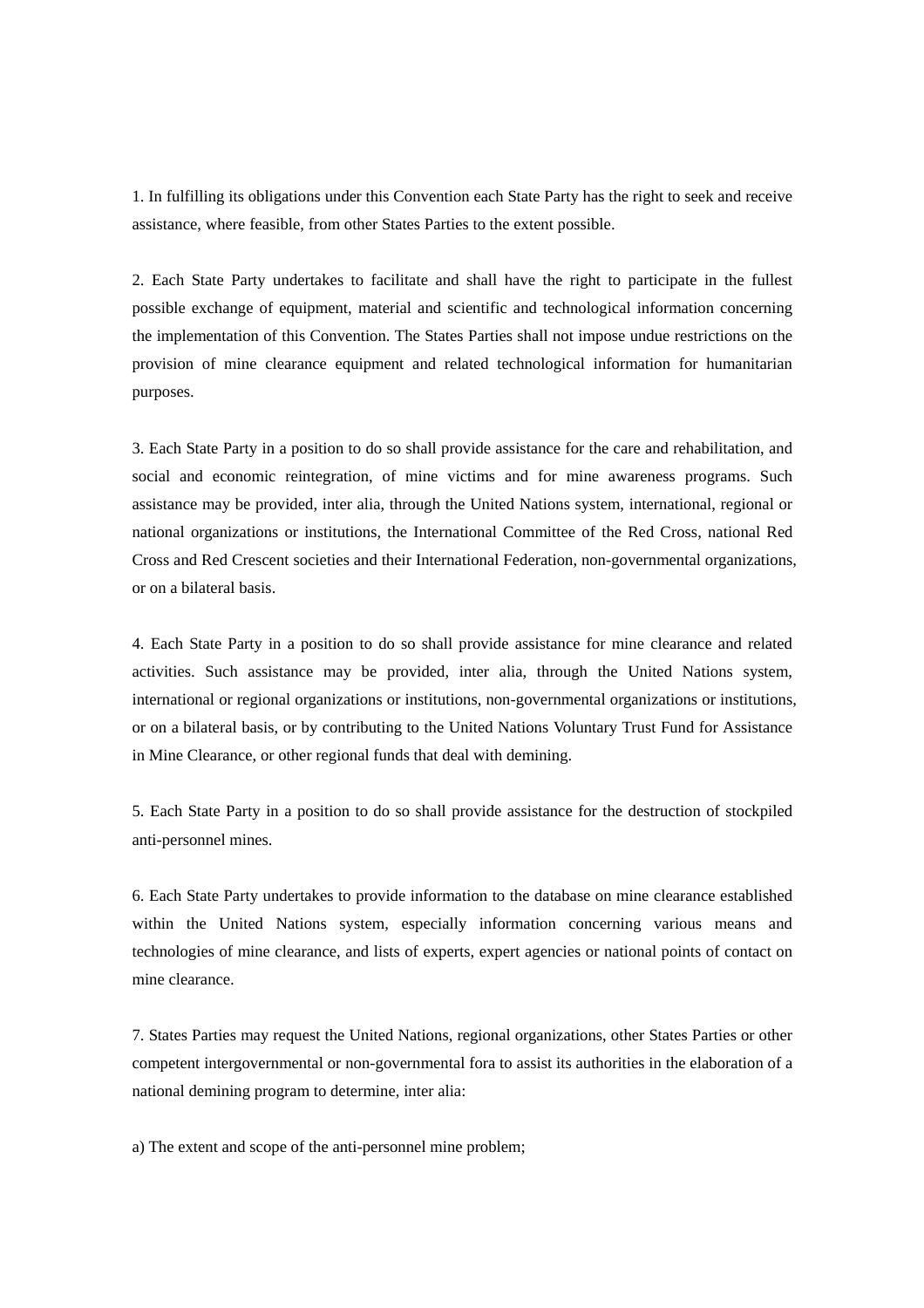1. In fulfilling its obligations under this Convention each State Party has the right to seek and receive assistance, where feasible, from other States Parties to the extent possible.

2. Each State Party undertakes to facilitate and shall have the right to participate in the fullest possible exchange of equipment, material and scientific and technological information concerning the implementation of this Convention. The States Parties shall not impose undue restrictions on the provision of mine clearance equipment and related technological information for humanitarian purposes.

3. Each State Party in a position to do so shall provide assistance for the care and rehabilitation, and social and economic reintegration, of mine victims and for mine awareness programs. Such assistance may be provided, inter alia, through the United Nations system, international, regional or national organizations or institutions, the International Committee of the Red Cross, national Red Cross and Red Crescent societies and their International Federation, non-governmental organizations, or on a bilateral basis.

4. Each State Party in a position to do so shall provide assistance for mine clearance and related activities. Such assistance may be provided, inter alia, through the United Nations system, international or regional organizations or institutions, non-governmental organizations or institutions, or on a bilateral basis, or by contributing to the United Nations Voluntary Trust Fund for Assistance in Mine Clearance, or other regional funds that deal with demining.

5. Each State Party in a position to do so shall provide assistance for the destruction of stockpiled anti-personnel mines.

6. Each State Party undertakes to provide information to the database on mine clearance established within the United Nations system, especially information concerning various means and technologies of mine clearance, and lists of experts, expert agencies or national points of contact on mine clearance.

7. States Parties may request the United Nations, regional organizations, other States Parties or other competent intergovernmental or non-governmental fora to assist its authorities in the elaboration of a national demining program to determine, inter alia:

a) The extent and scope of the anti-personnel mine problem;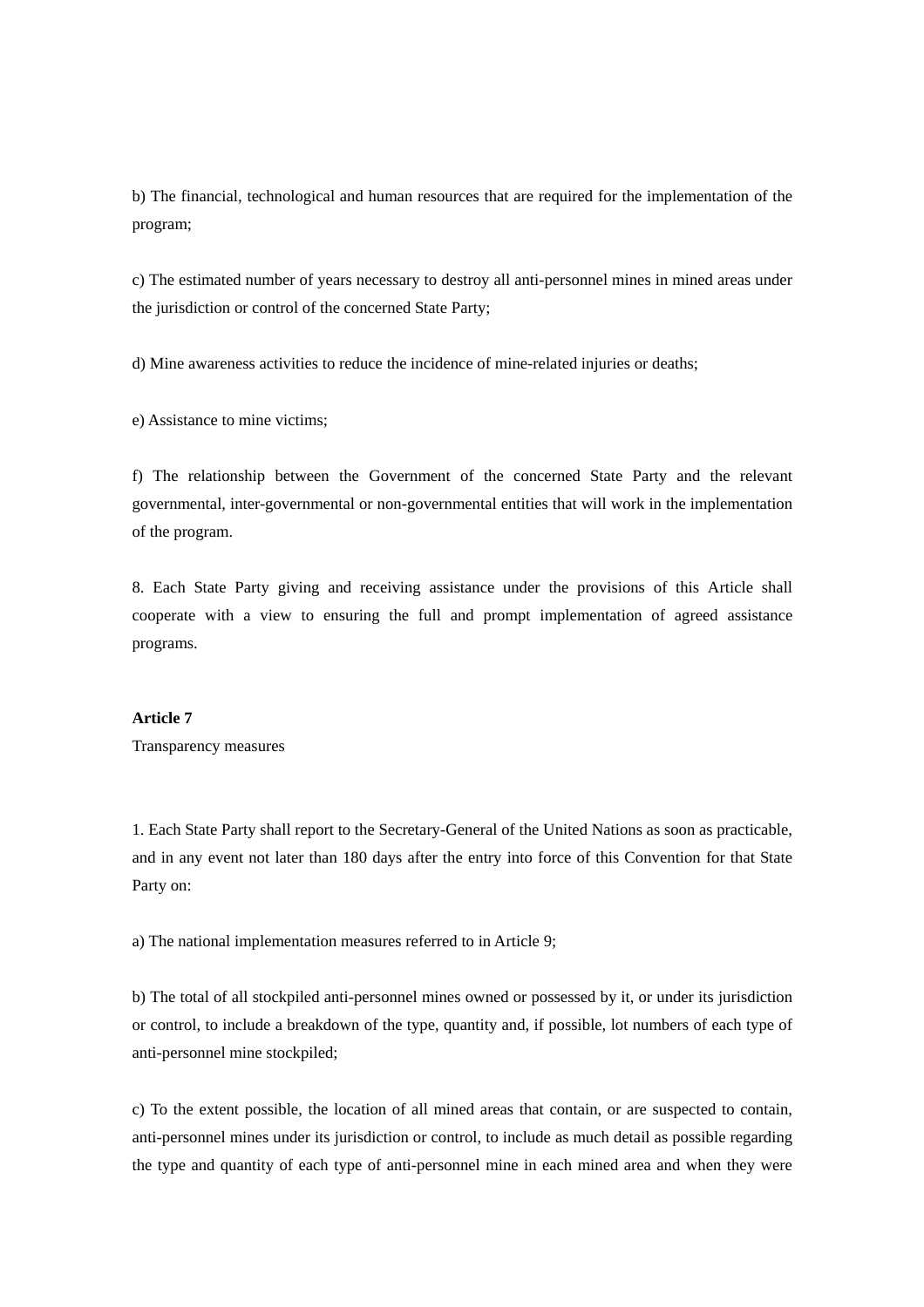b) The financial, technological and human resources that are required for the implementation of the program;

c) The estimated number of years necessary to destroy all anti-personnel mines in mined areas under the jurisdiction or control of the concerned State Party;

d) Mine awareness activities to reduce the incidence of mine-related injuries or deaths;

e) Assistance to mine victims;

f) The relationship between the Government of the concerned State Party and the relevant governmental, inter-governmental or non-governmental entities that will work in the implementation of the program.

8. Each State Party giving and receiving assistance under the provisions of this Article shall cooperate with a view to ensuring the full and prompt implementation of agreed assistance programs.

**Article 7**

Transparency measures

1. Each State Party shall report to the Secretary-General of the United Nations as soon as practicable, and in any event not later than 180 days after the entry into force of this Convention for that State Party on:

a) The national implementation measures referred to in Article 9;

b) The total of all stockpiled anti-personnel mines owned or possessed by it, or under its jurisdiction or control, to include a breakdown of the type, quantity and, if possible, lot numbers of each type of anti-personnel mine stockpiled;

c) To the extent possible, the location of all mined areas that contain, or are suspected to contain, anti-personnel mines under its jurisdiction or control, to include as much detail as possible regarding the type and quantity of each type of anti-personnel mine in each mined area and when they were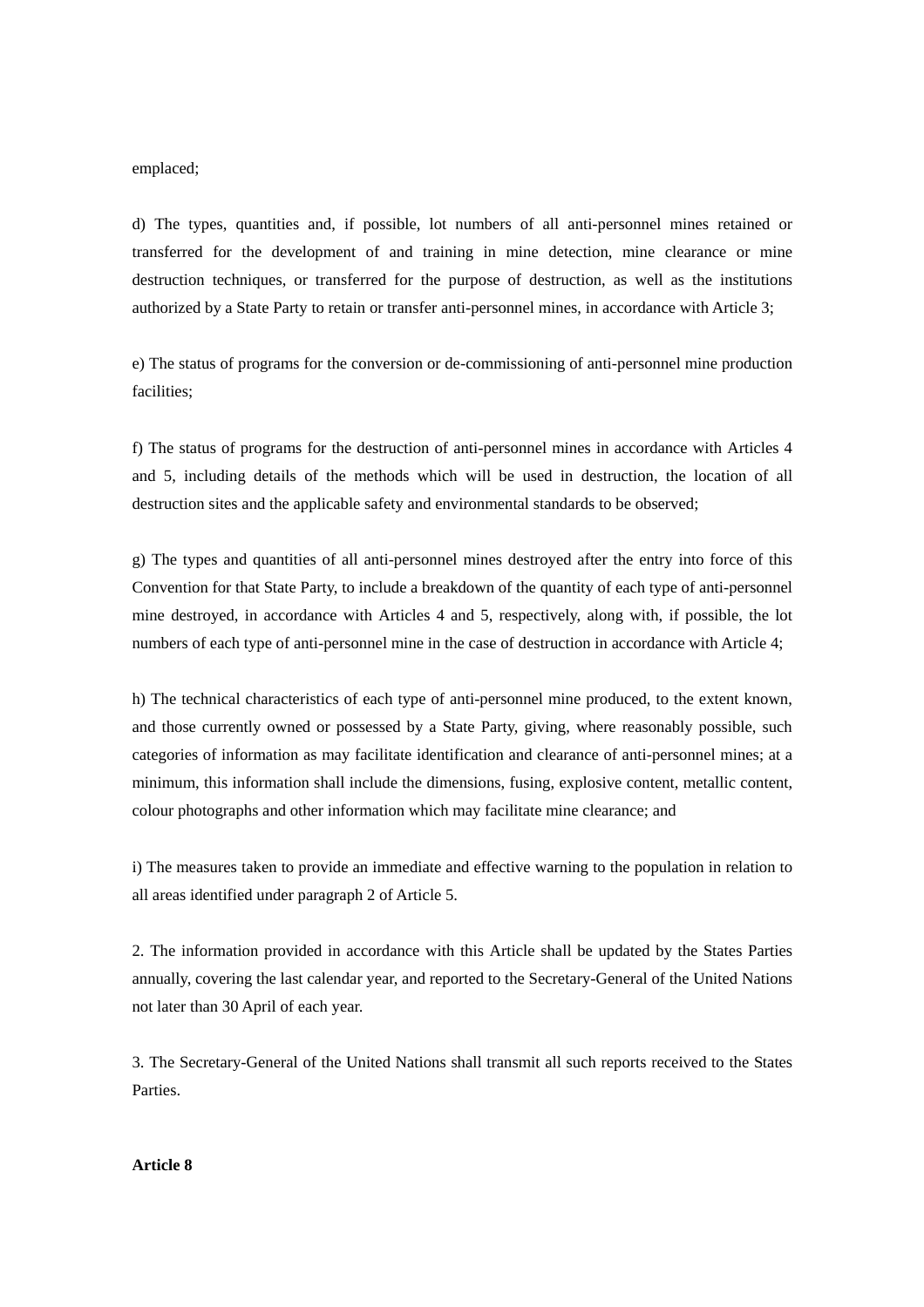emplaced;

d) The types, quantities and, if possible, lot numbers of all anti-personnel mines retained or transferred for the development of and training in mine detection, mine clearance or mine destruction techniques, or transferred for the purpose of destruction, as well as the institutions authorized by a State Party to retain or transfer anti-personnel mines, in accordance with Article 3;

e) The status of programs for the conversion or de-commissioning of anti-personnel mine production facilities;

f) The status of programs for the destruction of anti-personnel mines in accordance with Articles 4 and 5, including details of the methods which will be used in destruction, the location of all destruction sites and the applicable safety and environmental standards to be observed;

g) The types and quantities of all anti-personnel mines destroyed after the entry into force of this Convention for that State Party, to include a breakdown of the quantity of each type of anti-personnel mine destroyed, in accordance with Articles 4 and 5, respectively, along with, if possible, the lot numbers of each type of anti-personnel mine in the case of destruction in accordance with Article 4;

h) The technical characteristics of each type of anti-personnel mine produced, to the extent known, and those currently owned or possessed by a State Party, giving, where reasonably possible, such categories of information as may facilitate identification and clearance of anti-personnel mines; at a minimum, this information shall include the dimensions, fusing, explosive content, metallic content, colour photographs and other information which may facilitate mine clearance; and

i) The measures taken to provide an immediate and effective warning to the population in relation to all areas identified under paragraph 2 of Article 5.

2. The information provided in accordance with this Article shall be updated by the States Parties annually, covering the last calendar year, and reported to the Secretary-General of the United Nations not later than 30 April of each year.

3. The Secretary-General of the United Nations shall transmit all such reports received to the States Parties.

**Article 8**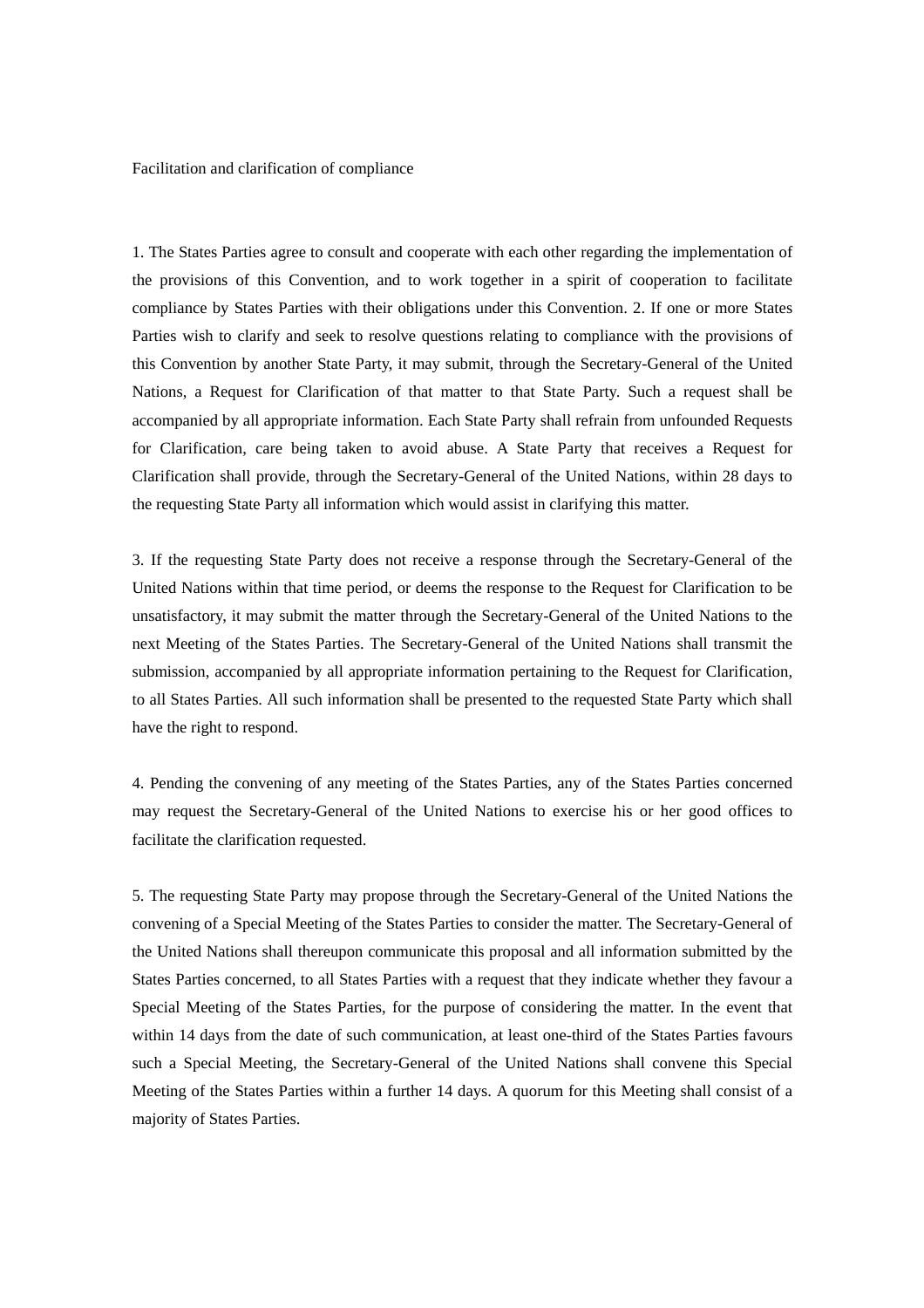Facilitation and clarification of compliance

1. The States Parties agree to consult and cooperate with each other regarding the implementation of the provisions of this Convention, and to work together in a spirit of cooperation to facilitate compliance by States Parties with their obligations under this Convention. 2. If one or more States Parties wish to clarify and seek to resolve questions relating to compliance with the provisions of this Convention by another State Party, it may submit, through the Secretary-General of the United Nations, a Request for Clarification of that matter to that State Party. Such a request shall be accompanied by all appropriate information. Each State Party shall refrain from unfounded Requests for Clarification, care being taken to avoid abuse. A State Party that receives a Request for Clarification shall provide, through the Secretary-General of the United Nations, within 28 days to the requesting State Party all information which would assist in clarifying this matter.

3. If the requesting State Party does not receive a response through the Secretary-General of the United Nations within that time period, or deems the response to the Request for Clarification to be unsatisfactory, it may submit the matter through the Secretary-General of the United Nations to the next Meeting of the States Parties. The Secretary-General of the United Nations shall transmit the submission, accompanied by all appropriate information pertaining to the Request for Clarification, to all States Parties. All such information shall be presented to the requested State Party which shall have the right to respond.

4. Pending the convening of any meeting of the States Parties, any of the States Parties concerned may request the Secretary-General of the United Nations to exercise his or her good offices to facilitate the clarification requested.

5. The requesting State Party may propose through the Secretary-General of the United Nations the convening of a Special Meeting of the States Parties to consider the matter. The Secretary-General of the United Nations shall thereupon communicate this proposal and all information submitted by the States Parties concerned, to all States Parties with a request that they indicate whether they favour a Special Meeting of the States Parties, for the purpose of considering the matter. In the event that within 14 days from the date of such communication, at least one-third of the States Parties favours such a Special Meeting, the Secretary-General of the United Nations shall convene this Special Meeting of the States Parties within a further 14 days. A quorum for this Meeting shall consist of a majority of States Parties.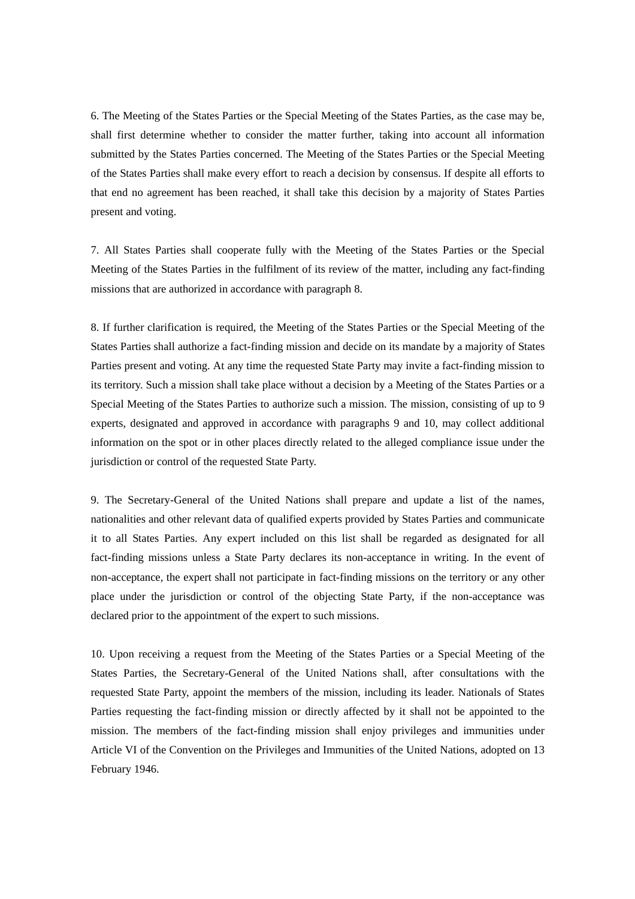6. The Meeting of the States Parties or the Special Meeting of the States Parties, as the case may be, shall first determine whether to consider the matter further, taking into account all information submitted by the States Parties concerned. The Meeting of the States Parties or the Special Meeting of the States Parties shall make every effort to reach a decision by consensus. If despite all efforts to that end no agreement has been reached, it shall take this decision by a majority of States Parties present and voting.

7. All States Parties shall cooperate fully with the Meeting of the States Parties or the Special Meeting of the States Parties in the fulfilment of its review of the matter, including any fact-finding missions that are authorized in accordance with paragraph 8.

8. If further clarification is required, the Meeting of the States Parties or the Special Meeting of the States Parties shall authorize a fact-finding mission and decide on its mandate by a majority of States Parties present and voting. At any time the requested State Party may invite a fact-finding mission to its territory. Such a mission shall take place without a decision by a Meeting of the States Parties or a Special Meeting of the States Parties to authorize such a mission. The mission, consisting of up to 9 experts, designated and approved in accordance with paragraphs 9 and 10, may collect additional information on the spot or in other places directly related to the alleged compliance issue under the jurisdiction or control of the requested State Party.

9. The Secretary-General of the United Nations shall prepare and update a list of the names, nationalities and other relevant data of qualified experts provided by States Parties and communicate it to all States Parties. Any expert included on this list shall be regarded as designated for all fact-finding missions unless a State Party declares its non-acceptance in writing. In the event of non-acceptance, the expert shall not participate in fact-finding missions on the territory or any other place under the jurisdiction or control of the objecting State Party, if the non-acceptance was declared prior to the appointment of the expert to such missions.

10. Upon receiving a request from the Meeting of the States Parties or a Special Meeting of the States Parties, the Secretary-General of the United Nations shall, after consultations with the requested State Party, appoint the members of the mission, including its leader. Nationals of States Parties requesting the fact-finding mission or directly affected by it shall not be appointed to the mission. The members of the fact-finding mission shall enjoy privileges and immunities under Article VI of the Convention on the Privileges and Immunities of the United Nations, adopted on 13 February 1946.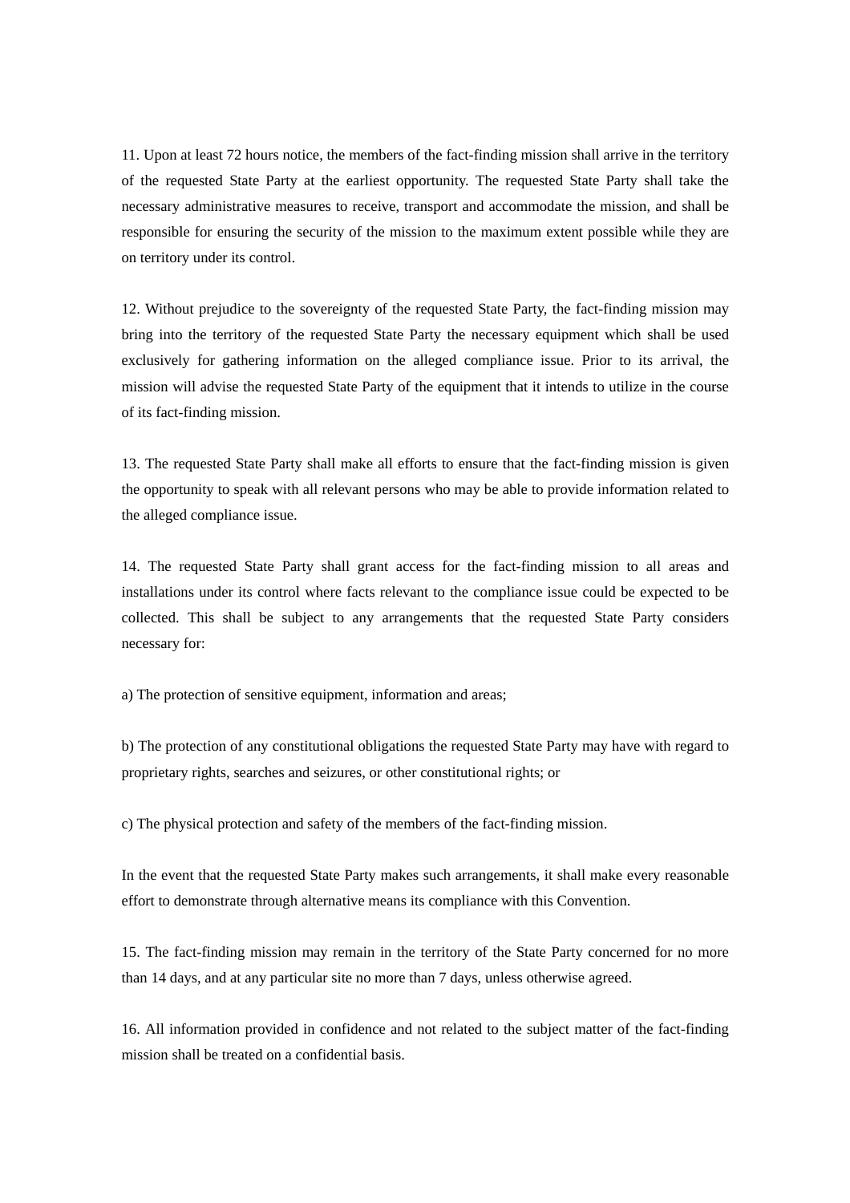11. Upon at least 72 hours notice, the members of the fact-finding mission shall arrive in the territory of the requested State Party at the earliest opportunity. The requested State Party shall take the necessary administrative measures to receive, transport and accommodate the mission, and shall be responsible for ensuring the security of the mission to the maximum extent possible while they are on territory under its control.

12. Without prejudice to the sovereignty of the requested State Party, the fact-finding mission may bring into the territory of the requested State Party the necessary equipment which shall be used exclusively for gathering information on the alleged compliance issue. Prior to its arrival, the mission will advise the requested State Party of the equipment that it intends to utilize in the course of its fact-finding mission.

13. The requested State Party shall make all efforts to ensure that the fact-finding mission is given the opportunity to speak with all relevant persons who may be able to provide information related to the alleged compliance issue.

14. The requested State Party shall grant access for the fact-finding mission to all areas and installations under its control where facts relevant to the compliance issue could be expected to be collected. This shall be subject to any arrangements that the requested State Party considers necessary for:

a) The protection of sensitive equipment, information and areas;

b) The protection of any constitutional obligations the requested State Party may have with regard to proprietary rights, searches and seizures, or other constitutional rights; or

c) The physical protection and safety of the members of the fact-finding mission.

In the event that the requested State Party makes such arrangements, it shall make every reasonable effort to demonstrate through alternative means its compliance with this Convention.

15. The fact-finding mission may remain in the territory of the State Party concerned for no more than 14 days, and at any particular site no more than 7 days, unless otherwise agreed.

16. All information provided in confidence and not related to the subject matter of the fact-finding mission shall be treated on a confidential basis.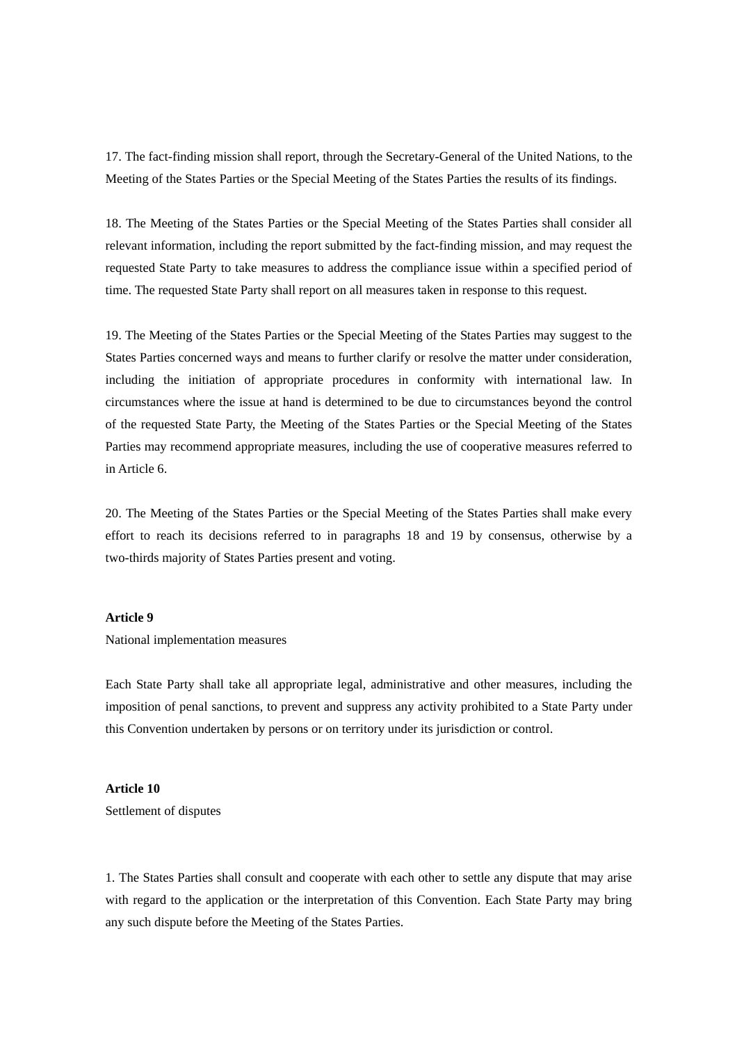17. The fact-finding mission shall report, through the Secretary-General of the United Nations, to the Meeting of the States Parties or the Special Meeting of the States Parties the results of its findings.

18. The Meeting of the States Parties or the Special Meeting of the States Parties shall consider all relevant information, including the report submitted by the fact-finding mission, and may request the requested State Party to take measures to address the compliance issue within a specified period of time. The requested State Party shall report on all measures taken in response to this request.

19. The Meeting of the States Parties or the Special Meeting of the States Parties may suggest to the States Parties concerned ways and means to further clarify or resolve the matter under consideration, including the initiation of appropriate procedures in conformity with international law. In circumstances where the issue at hand is determined to be due to circumstances beyond the control of the requested State Party, the Meeting of the States Parties or the Special Meeting of the States Parties may recommend appropriate measures, including the use of cooperative measures referred to in Article 6.

20. The Meeting of the States Parties or the Special Meeting of the States Parties shall make every effort to reach its decisions referred to in paragraphs 18 and 19 by consensus, otherwise by a two-thirds majority of States Parties present and voting.

**Article 9**

National implementation measures

Each State Party shall take all appropriate legal, administrative and other measures, including the imposition of penal sanctions, to prevent and suppress any activity prohibited to a State Party under this Convention undertaken by persons or on territory under its jurisdiction or control.

**Article 10**

Settlement of disputes

1. The States Parties shall consult and cooperate with each other to settle any dispute that may arise with regard to the application or the interpretation of this Convention. Each State Party may bring any such dispute before the Meeting of the States Parties.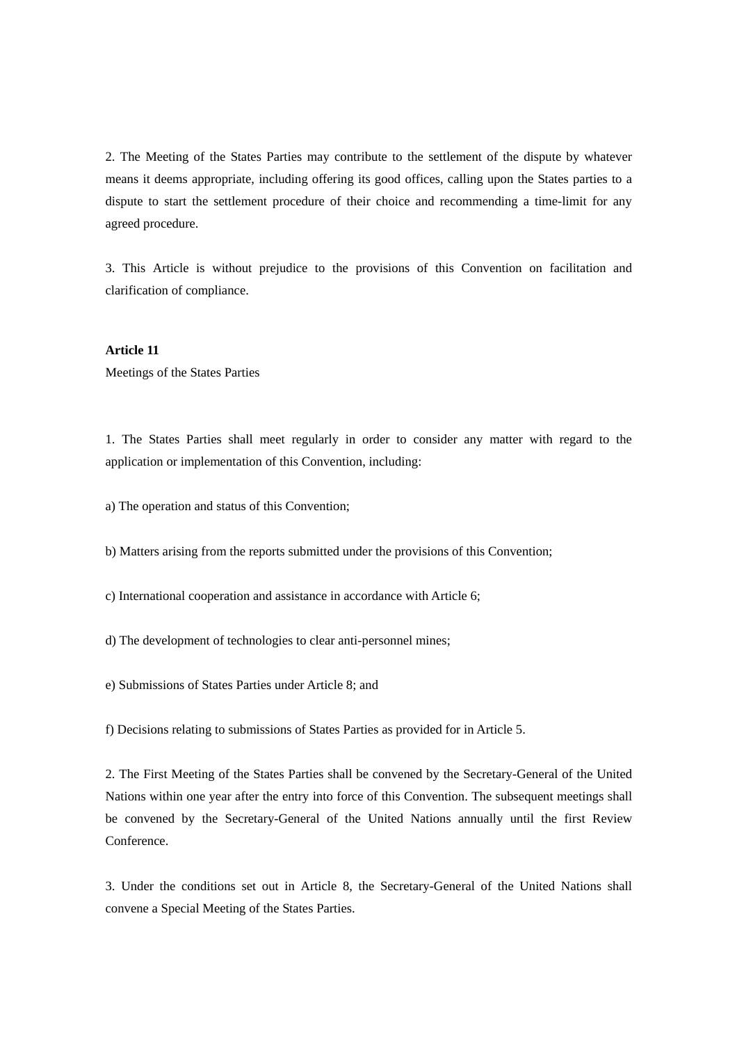2. The Meeting of the States Parties may contribute to the settlement of the dispute by whatever means it deems appropriate, including offering its good offices, calling upon the States parties to a dispute to start the settlement procedure of their choice and recommending a time-limit for any agreed procedure.

3. This Article is without prejudice to the provisions of this Convention on facilitation and clarification of compliance.

**Article 11**

Meetings of the States Parties

1. The States Parties shall meet regularly in order to consider any matter with regard to the application or implementation of this Convention, including:

a) The operation and status of this Convention;

b) Matters arising from the reports submitted under the provisions of this Convention;

c) International cooperation and assistance in accordance with Article 6;

d) The development of technologies to clear anti-personnel mines;

e) Submissions of States Parties under Article 8; and

f) Decisions relating to submissions of States Parties as provided for in Article 5.

2. The First Meeting of the States Parties shall be convened by the Secretary-General of the United Nations within one year after the entry into force of this Convention. The subsequent meetings shall be convened by the Secretary-General of the United Nations annually until the first Review Conference.

3. Under the conditions set out in Article 8, the Secretary-General of the United Nations shall convene a Special Meeting of the States Parties.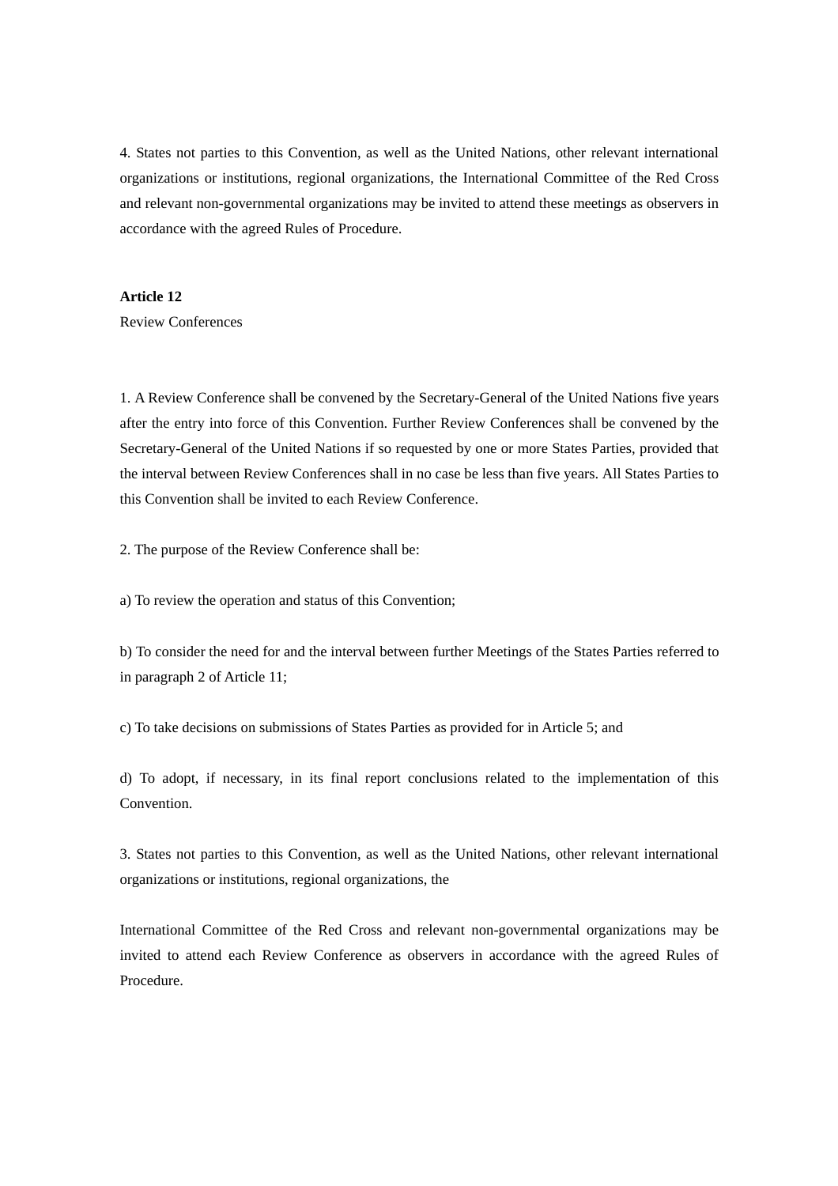4. States not parties to this Convention, as well as the United Nations, other relevant international organizations or institutions, regional organizations, the International Committee of the Red Cross and relevant non-governmental organizations may be invited to attend these meetings as observers in accordance with the agreed Rules of Procedure.

**Article 12**

Review Conferences

1. A Review Conference shall be convened by the Secretary-General of the United Nations five years after the entry into force of this Convention. Further Review Conferences shall be convened by the Secretary-General of the United Nations if so requested by one or more States Parties, provided that the interval between Review Conferences shall in no case be less than five years. All States Parties to this Convention shall be invited to each Review Conference.

2. The purpose of the Review Conference shall be:

a) To review the operation and status of this Convention;

b) To consider the need for and the interval between further Meetings of the States Parties referred to in paragraph 2 of Article 11;

c) To take decisions on submissions of States Parties as provided for in Article 5; and

d) To adopt, if necessary, in its final report conclusions related to the implementation of this Convention.

3. States not parties to this Convention, as well as the United Nations, other relevant international organizations or institutions, regional organizations, the

International Committee of the Red Cross and relevant non-governmental organizations may be invited to attend each Review Conference as observers in accordance with the agreed Rules of Procedure.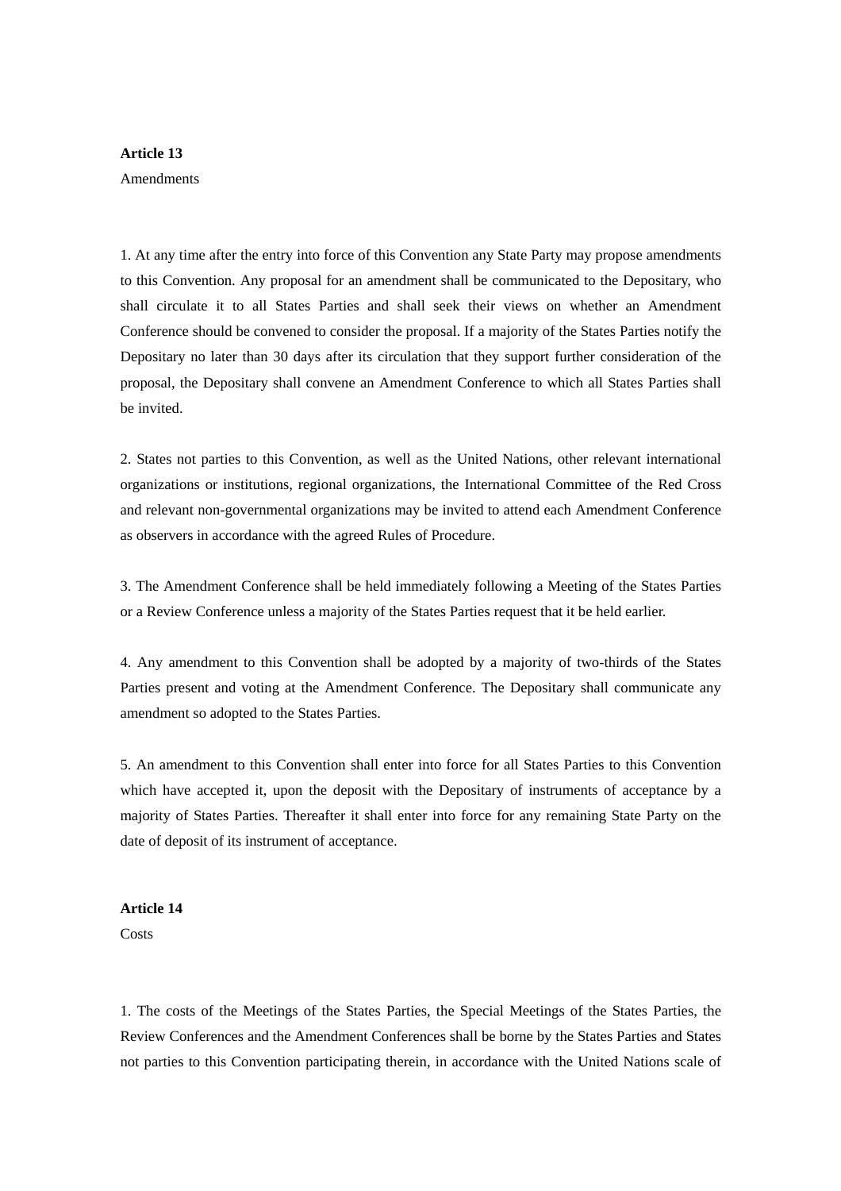**Article 13**

Amendments

1. At any time after the entry into force of this Convention any State Party may propose amendments to this Convention. Any proposal for an amendment shall be communicated to the Depositary, who shall circulate it to all States Parties and shall seek their views on whether an Amendment Conference should be convened to consider the proposal. If a majority of the States Parties notify the Depositary no later than 30 days after its circulation that they support further consideration of the proposal, the Depositary shall convene an Amendment Conference to which all States Parties shall be invited.

2. States not parties to this Convention, as well as the United Nations, other relevant international organizations or institutions, regional organizations, the International Committee of the Red Cross and relevant non-governmental organizations may be invited to attend each Amendment Conference as observers in accordance with the agreed Rules of Procedure.

3. The Amendment Conference shall be held immediately following a Meeting of the States Parties or a Review Conference unless a majority of the States Parties request that it be held earlier.

4. Any amendment to this Convention shall be adopted by a majority of two-thirds of the States Parties present and voting at the Amendment Conference. The Depositary shall communicate any amendment so adopted to the States Parties.

5. An amendment to this Convention shall enter into force for all States Parties to this Convention which have accepted it, upon the deposit with the Depositary of instruments of acceptance by a majority of States Parties. Thereafter it shall enter into force for any remaining State Party on the date of deposit of its instrument of acceptance.

**Article 14**

Costs

1. The costs of the Meetings of the States Parties, the Special Meetings of the States Parties, the Review Conferences and the Amendment Conferences shall be borne by the States Parties and States not parties to this Convention participating therein, in accordance with the United Nations scale of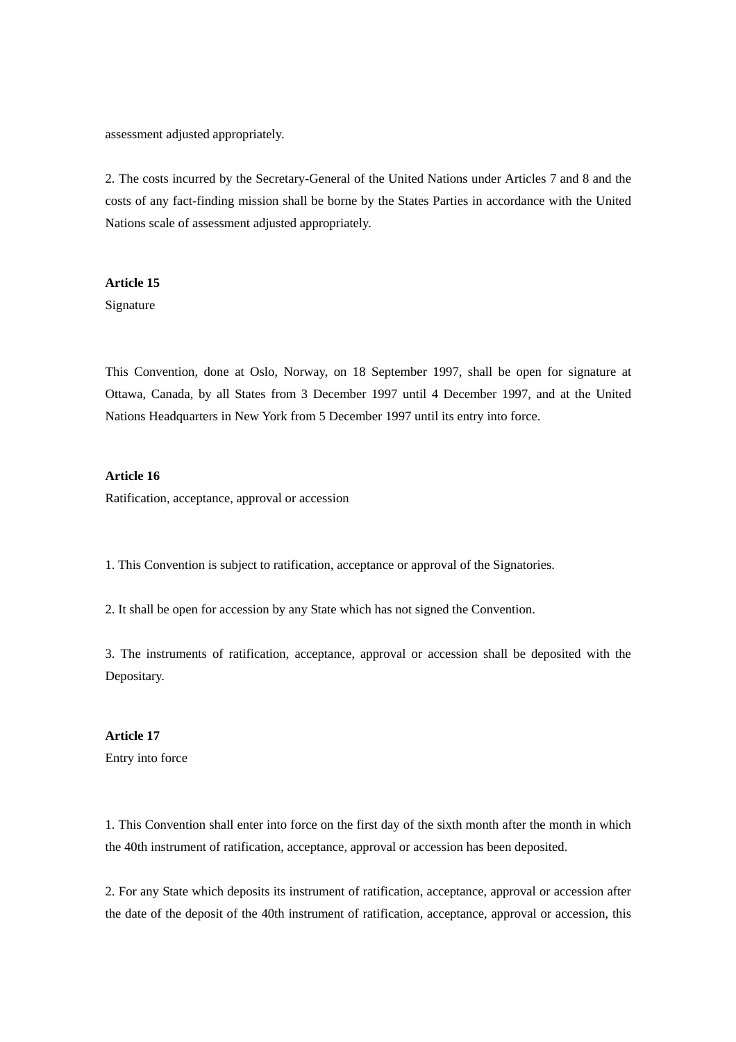assessment adjusted appropriately.

2. The costs incurred by the Secretary-General of the United Nations under Articles 7 and 8 and the costs of any fact-finding mission shall be borne by the States Parties in accordance with the United Nations scale of assessment adjusted appropriately.

**Article 15**

Signature

This Convention, done at Oslo, Norway, on 18 September 1997, shall be open for signature at Ottawa, Canada, by all States from 3 December 1997 until 4 December 1997, and at the United Nations Headquarters in New York from 5 December 1997 until its entry into force.

**Article 16**

Ratification, acceptance, approval or accession

1. This Convention is subject to ratification, acceptance or approval of the Signatories.

2. It shall be open for accession by any State which has not signed the Convention.

3. The instruments of ratification, acceptance, approval or accession shall be deposited with the Depositary.

**Article 17**

Entry into force

1. This Convention shall enter into force on the first day of the sixth month after the month in which the 40th instrument of ratification, acceptance, approval or accession has been deposited.

2. For any State which deposits its instrument of ratification, acceptance, approval or accession after the date of the deposit of the 40th instrument of ratification, acceptance, approval or accession, this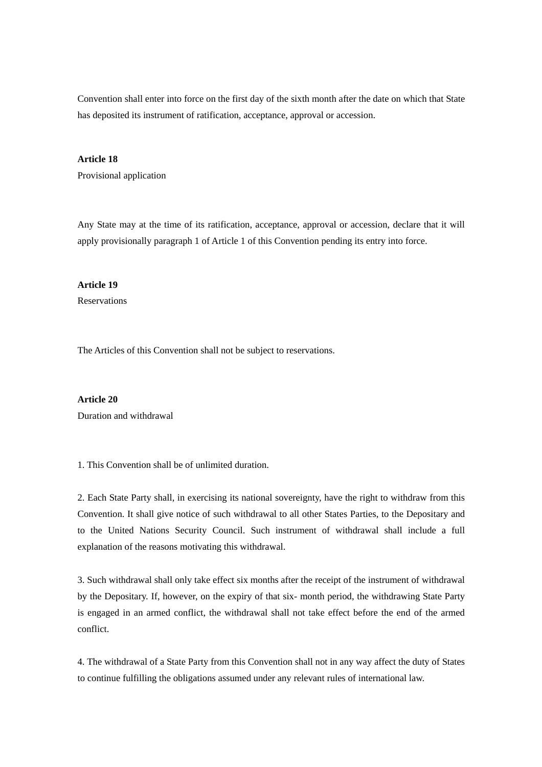Convention shall enter into force on the first day of the sixth month after the date on which that State has deposited its instrument of ratification, acceptance, approval or accession.

**Article 18**

Provisional application

Any State may at the time of its ratification, acceptance, approval or accession, declare that it will apply provisionally paragraph 1 of Article 1 of this Convention pending its entry into force.

**Article 19**

Reservations

The Articles of this Convention shall not be subject to reservations.

**Article 20**

Duration and withdrawal

1. This Convention shall be of unlimited duration.

2. Each State Party shall, in exercising its national sovereignty, have the right to withdraw from this Convention. It shall give notice of such withdrawal to all other States Parties, to the Depositary and to the United Nations Security Council. Such instrument of withdrawal shall include a full explanation of the reasons motivating this withdrawal.

3. Such withdrawal shall only take effect six months after the receipt of the instrument of withdrawal by the Depositary. If, however, on the expiry of that six- month period, the withdrawing State Party is engaged in an armed conflict, the withdrawal shall not take effect before the end of the armed conflict.

4. The withdrawal of a State Party from this Convention shall not in any way affect the duty of States to continue fulfilling the obligations assumed under any relevant rules of international law.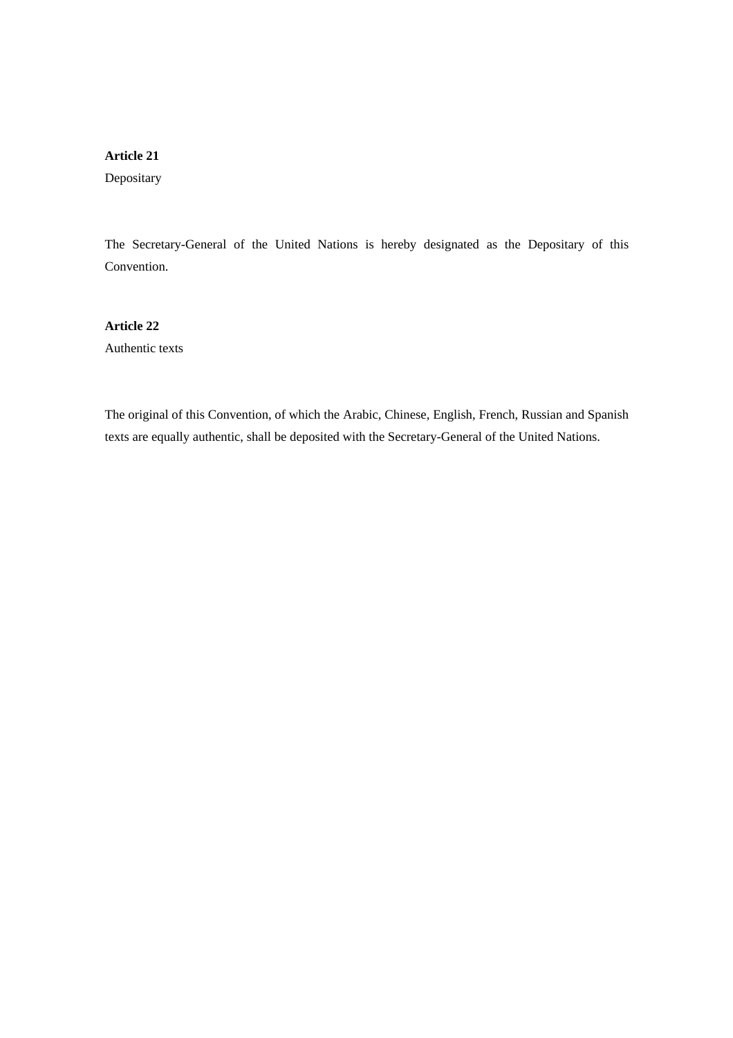**Article 21**

Depositary

The Secretary-General of the United Nations is hereby designated as the Depositary of this Convention.

**Article 22**

Authentic texts

The original of this Convention, of which the Arabic, Chinese, English, French, Russian and Spanish texts are equally authentic, shall be deposited with the Secretary-General of the United Nations.